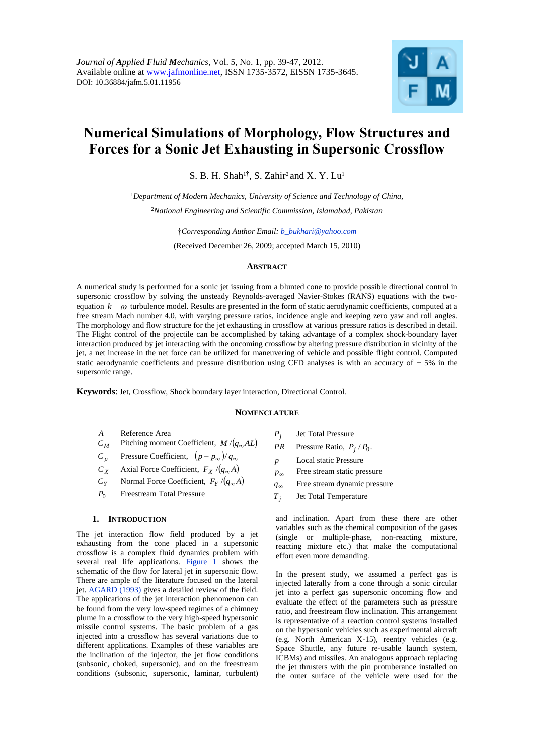Journal of Applied Fluid Mechanics, Vol. 5, No. 1, pp. 39-47, 2012.
Available online at www.jafmonline.net, ISSN 1735-3572, EISSN 1735-3645.
DOI: 10.36884/jafm.5.01.11956

# Numerical Simulations of Morphology, Flow Structures and Forces for a Sonic Jet Exhausting in Supersonic Crossflow

S. B. H. Shah[1†], S. Zahir[2] and X. Y. Lu[1]

[1]*Department of Modern Mechanics, University of Science and Technology of China,*

[2]*National Engineering and Scientific Commission, Islamabad, Pakistan*

†*Corresponding Author Email: b_bukhari@yahoo.com*

(Received December 26, 2009; accepted March 15, 2010)

## ABSTRACT

A numerical study is performed for a sonic jet issuing from a blunted cone to provide possible directional control in supersonic crossflow by solving the unsteady Reynolds-averaged Navier-Stokes (RANS) equations with the two-equation $k-\omega$ turbulence model. Results are presented in the form of static aerodynamic coefficients, computed at a free stream Mach number 4.0, with varying pressure ratios, incidence angle and keeping zero yaw and roll angles. The morphology and flow structure for the jet exhausting in crossflow at various pressure ratios is described in detail. The Flight control of the projectile can be accomplished by taking advantage of a complex shock-boundary layer interaction produced by jet interacting with the oncoming crossflow by altering pressure distribution in vicinity of the jet, a net increase in the net force can be utilized for maneuvering of vehicle and possible flight control. Computed static aerodynamic coefficients and pressure distribution using CFD analyses is with an accuracy of ± 5% in the supersonic range.

**Keywords**: Jet, Crossflow, Shock boundary layer interaction, Directional Control.

## NOMENCLATURE

| | |
|---|---|
| $A$ | Reference Area |
| $C_M$ | Pitching moment Coefficient, $M/(q_\infty AL)$ |
| $C_p$ | Pressure Coefficient, $(p-p_\infty)/q_\infty$ |
| $C_X$ | Axial Force Coefficient, $F_X/(q_\infty A)$ |
| $C_Y$ | Normal Force Coefficient, $F_Y/(q_\infty A)$ |
| $P_0$ | Freestream Total Pressure |
| $P_j$ | Jet Total Pressure |
| $PR$ | Pressure Ratio, $P_j/P_0$. |
| $p$ | Local static Pressure |
| $p_\infty$ | Free stream static pressure |
| $q_\infty$ | Free stream dynamic pressure |
| $T_j$ | Jet Total Temperature |

## 1. INTRODUCTION

The jet interaction flow field produced by a jet exhausting from the cone placed in a supersonic crossflow is a complex fluid dynamics problem with several real life applications. Figure 1 shows the schematic of the flow for lateral jet in supersonic flow. There are ample of the literature focused on the lateral jet. AGARD (1993) gives a detailed review of the field. The applications of the jet interaction phenomenon can be found from the very low-speed regimes of a chimney plume in a crossflow to the very high-speed hypersonic missile control systems. The basic problem of a gas injected into a crossflow has several variations due to different applications. Examples of these variables are the inclination of the injector, the jet flow conditions (subsonic, choked, supersonic), and on the freestream conditions (subsonic, supersonic, laminar, turbulent) and inclination. Apart from these there are other variables such as the chemical composition of the gases (single or multiple-phase, non-reacting mixture, reacting mixture etc.) that make the computational effort even more demanding.

In the present study, we assumed a perfect gas is injected laterally from a cone through a sonic circular jet into a perfect gas supersonic oncoming flow and evaluate the effect of the parameters such as pressure ratio, and freestream flow inclination. This arrangement is representative of a reaction control systems installed on the hypersonic vehicles such as experimental aircraft (e.g. North American X-15), reentry vehicles (e.g. Space Shuttle, any future re-usable launch system, ICBMs) and missiles. An analogous approach replacing the jet thrusters with the pin protuberance installed on the outer surface of the vehicle were used for the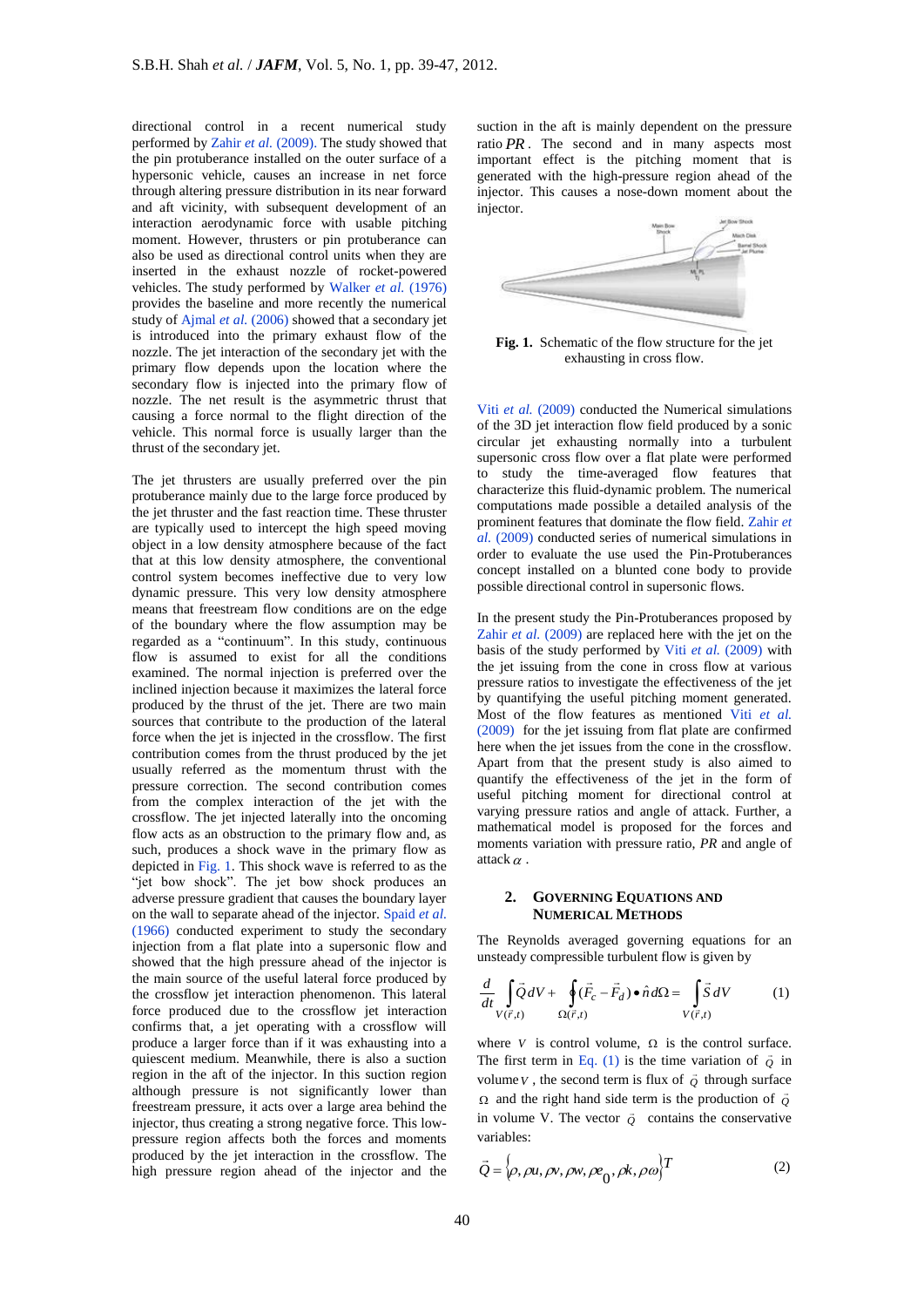directional control in a recent numerical study performed by Zahir *et al.* (2009). The study showed that the pin protuberance installed on the outer surface of a hypersonic vehicle, causes an increase in net force through altering pressure distribution in its near forward and aft vicinity, with subsequent development of an interaction aerodynamic force with usable pitching moment. However, thrusters or pin protuberance can also be used as directional control units when they are inserted in the exhaust nozzle of rocket-powered vehicles. The study performed by Walker *et al.* (1976) provides the baseline and more recently the numerical study of Ajmal *et al.* (2006) showed that a secondary jet is introduced into the primary exhaust flow of the nozzle. The jet interaction of the secondary jet with the primary flow depends upon the location where the secondary flow is injected into the primary flow of nozzle. The net result is the asymmetric thrust that causing a force normal to the flight direction of the vehicle. This normal force is usually larger than the thrust of the secondary jet.

The jet thrusters are usually preferred over the pin protuberance mainly due to the large force produced by the jet thruster and the fast reaction time. These thruster are typically used to intercept the high speed moving object in a low density atmosphere because of the fact that at this low density atmosphere, the conventional control system becomes ineffective due to very low dynamic pressure. This very low density atmosphere means that freestream flow conditions are on the edge of the boundary where the flow assumption may be regarded as a "continuum". In this study, continuous flow is assumed to exist for all the conditions examined. The normal injection is preferred over the inclined injection because it maximizes the lateral force produced by the thrust of the jet. There are two main sources that contribute to the production of the lateral force when the jet is injected in the crossflow. The first contribution comes from the thrust produced by the jet usually referred as the momentum thrust with the pressure correction. The second contribution comes from the complex interaction of the jet with the crossflow. The jet injected laterally into the oncoming flow acts as an obstruction to the primary flow and, as such, produces a shock wave in the primary flow as depicted in Fig. 1. This shock wave is referred to as the "jet bow shock". The jet bow shock produces an adverse pressure gradient that causes the boundary layer on the wall to separate ahead of the injector. Spaid *et al.* (1966) conducted experiment to study the secondary injection from a flat plate into a supersonic flow and showed that the high pressure ahead of the injector is the main source of the useful lateral force produced by the crossflow jet interaction phenomenon. This lateral force produced due to the crossflow jet interaction confirms that, a jet operating with a crossflow will produce a larger force than if it was exhausting into a quiescent medium. Meanwhile, there is also a suction region in the aft of the injector. In this suction region although pressure is not significantly lower than freestream pressure, it acts over a large area behind the injector, thus creating a strong negative force. This low-pressure region affects both the forces and moments produced by the jet interaction in the crossflow. The high pressure region ahead of the injector and the suction in the aft is mainly dependent on the pressure ratio $PR$. The second and in many aspects most important effect is the pitching moment that is generated with the high-pressure region ahead of the injector. This causes a nose-down moment about the injector.

**Fig. 1.** Schematic of the flow structure for the jet exhausting in cross flow.

Viti *et al.* (2009) conducted the Numerical simulations of the 3D jet interaction flow field produced by a sonic circular jet exhausting normally into a turbulent supersonic cross flow over a flat plate were performed to study the time-averaged flow features that characterize this fluid-dynamic problem. The numerical computations made possible a detailed analysis of the prominent features that dominate the flow field. Zahir *et al.* (2009) conducted series of numerical simulations in order to evaluate the use used the Pin-Protuberances concept installed on a blunted cone body to provide possible directional control in supersonic flows.

In the present study the Pin-Protuberances proposed by Zahir *et al.* (2009) are replaced here with the jet on the basis of the study performed by Viti *et al.* (2009) with the jet issuing from the cone in cross flow at various pressure ratios to investigate the effectiveness of the jet by quantifying the useful pitching moment generated. Most of the flow features as mentioned Viti *et al.* (2009) for the jet issuing from flat plate are confirmed here when the jet issues from the cone in the crossflow. Apart from that the present study is also aimed to quantify the effectiveness of the jet in the form of useful pitching moment for directional control at varying pressure ratios and angle of attack. Further, a mathematical model is proposed for the forces and moments variation with pressure ratio, $PR$ and angle of attack $\alpha$.

## 2. Governing Equations and Numerical Methods

The Reynolds averaged governing equations for an unsteady compressible turbulent flow is given by

$$\frac{d}{dt}\int_{V(\vec{r},t)}\vec{Q}\,dV+\oint_{\Omega(\vec{r},t)}(\vec{F}_c-\vec{F}_d)\bullet\hat{n}\,d\Omega=\int_{V(\vec{r},t)}\vec{S}\,dV \qquad (1)$$

where $V$ is control volume, $\Omega$ is the control surface. The first term in Eq. (1) is the time variation of $\vec{Q}$ in volume $V$, the second term is flux of $\vec{Q}$ through surface $\Omega$ and the right hand side term is the production of $\vec{Q}$ in volume V. The vector $\vec{Q}$ contains the conservative variables:

$$\vec{Q}=\{\rho,\rho u,\rho v,\rho w,\rho e_0,\rho k,\rho\omega\}^T \qquad (2)$$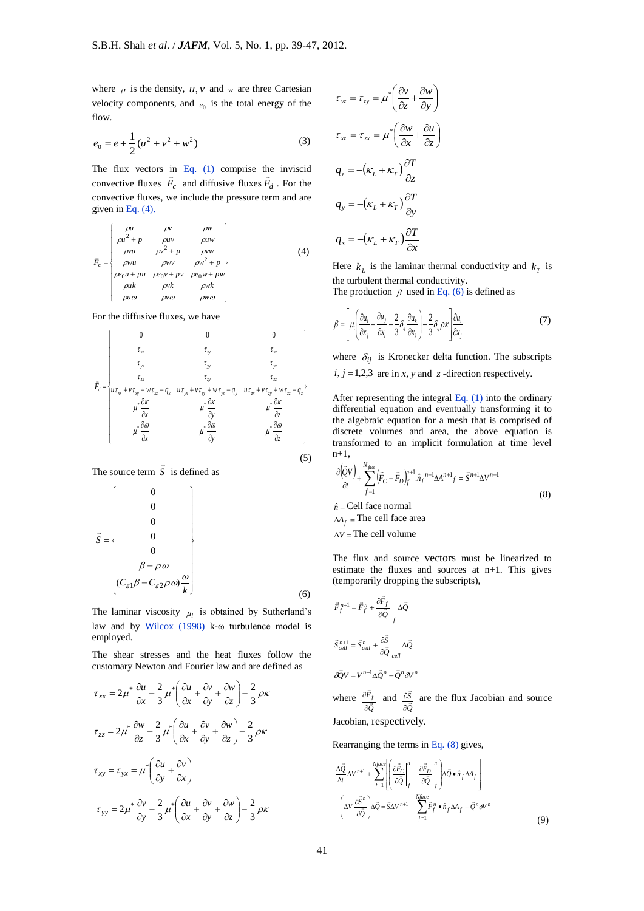where $\rho$ is the density, $u, v$ and $w$ are three Cartesian velocity components, and $e_0$ is the total energy of the flow.

$$e_0 = e + \frac{1}{2}(u^2 + v^2 + w^2) \tag{3}$$

The flux vectors in Eq. (1) comprise the inviscid convective fluxes $\vec{F}_c$ and diffusive fluxes $\vec{F}_d$. For the convective fluxes, we include the pressure term and are given in Eq. (4).

$$\vec{F}_c = \begin{Bmatrix} \rho u & \rho v & \rho w \\ \rho u^2 + p & \rho uv & \rho uw \\ \rho vu & \rho v^2 + p & \rho vw \\ \rho wu & \rho wv & \rho w^2 + p \\ \rho e_0 u + pu & \rho e_0 v + pv & \rho e_0 w + pw \\ \rho uk & \rho vk & \rho wk \\ \rho u\omega & \rho v\omega & \rho w\omega \end{Bmatrix} \tag{4}$$

For the diffusive fluxes, we have

$$\vec{F}_d = \begin{Bmatrix} 0 & 0 & 0 \\ \tau_{xx} & \tau_{xy} & \tau_{xz} \\ \tau_{yx} & \tau_{yy} & \tau_{yz} \\ \tau_{zx} & \tau_{zy} & \tau_{zz} \\ u\tau_{xx} + v\tau_{xy} + w\tau_{xz} - q_x & u\tau_{yx} + v\tau_{yy} + w\tau_{yz} - q_y & u\tau_{zx} + v\tau_{zy} + w\tau_{zz} - q_z \\ \mu^* \dfrac{\partial \kappa}{\partial x} & \mu^* \dfrac{\partial \kappa}{\partial y} & \mu^* \dfrac{\partial \kappa}{\partial z} \\ \mu^* \dfrac{\partial \omega}{\partial x} & \mu^* \dfrac{\partial \omega}{\partial y} & \mu^* \dfrac{\partial \omega}{\partial z} \end{Bmatrix} \tag{5}$$

The source term $\vec{S}$ is defined as

$$\vec{S} = \begin{Bmatrix} 0 \\ 0 \\ 0 \\ 0 \\ 0 \\ \beta - \rho\omega \\ (C_{\varepsilon 1}\beta - C_{\varepsilon 2}\rho\omega)\dfrac{\omega}{k} \end{Bmatrix} \tag{6}$$

The laminar viscosity $\mu_l$ is obtained by Sutherland's law and by Wilcox (1998) k-ω turbulence model is employed.

The shear stresses and the heat fluxes follow the customary Newton and Fourier law and are defined as

$$\tau_{xx} = 2\mu^* \frac{\partial u}{\partial x} - \frac{2}{3}\mu^* \left( \frac{\partial u}{\partial x} + \frac{\partial v}{\partial y} + \frac{\partial w}{\partial z} \right) - \frac{2}{3}\rho\kappa$$

$$\tau_{zz} = 2\mu^* \frac{\partial w}{\partial z} - \frac{2}{3}\mu^* \left( \frac{\partial u}{\partial x} + \frac{\partial v}{\partial y} + \frac{\partial w}{\partial z} \right) - \frac{2}{3}\rho\kappa$$

$$\tau_{xy} = \tau_{yx} = \mu^* \left( \frac{\partial u}{\partial y} + \frac{\partial v}{\partial x} \right)$$

$$\tau_{yy} = 2\mu^* \frac{\partial v}{\partial y} - \frac{2}{3}\mu^* \left( \frac{\partial u}{\partial x} + \frac{\partial v}{\partial y} + \frac{\partial w}{\partial z} \right) - \frac{2}{3}\rho\kappa$$

$$\tau_{yz} = \tau_{zy} = \mu^* \left( \frac{\partial v}{\partial z} + \frac{\partial w}{\partial y} \right)$$

$$\tau_{xz} = \tau_{zx} = \mu^* \left( \frac{\partial w}{\partial x} + \frac{\partial u}{\partial z} \right)$$

$$q_z = -(\kappa_L + \kappa_T)\frac{\partial T}{\partial z}$$

$$q_y = -(\kappa_L + \kappa_T)\frac{\partial T}{\partial y}$$

$$q_x = -(\kappa_L + \kappa_T)\frac{\partial T}{\partial x}$$

Here $k_L$ is the laminar thermal conductivity and $k_T$ is the turbulent thermal conductivity.
The production $\beta$ used in Eq. (6) is defined as

$$\beta = \left[ \mu_t \left( \frac{\partial u_i}{\partial x_j} + \frac{\partial u_j}{\partial x_i} - \frac{2}{3}\delta_{ij}\frac{\partial u_k}{\partial x_k} \right) - \frac{2}{3}\delta_{ij}\rho\kappa \right] \frac{\partial u_i}{\partial x_j} \tag{7}$$

where $\delta_{ij}$ is Kronecker delta function. The subscripts $i, j = 1,2,3$ are in $x, y$ and $z$ -direction respectively.

After representing the integral Eq. (1) into the ordinary differential equation and eventually transforming it to the algebraic equation for a mesh that is comprised of discrete volumes and area, the above equation is transformed to an implicit formulation at time level n+1,

$$\frac{\partial (\vec{Q}V)}{\partial t} + \sum_{f=1}^{N_{face}} \left( \vec{F}_C - \vec{F}_D \right)_f^{n+1} . \hat{n}_f^{\,n+1} \Delta A^{n+1}{}_f = \vec{S}^{n+1} \Delta V^{n+1} \tag{8}$$

$\hat{n} =$ Cell face normal
$\Delta A_f =$ The cell face area
$\Delta V =$ The cell volume

The flux and source vectors must be linearized to estimate the fluxes and sources at n+1. This gives (temporarily dropping the subscripts),

$$\vec{F}_f^{n+1} = \vec{F}_f^{n} + \left. \frac{\partial \vec{F}_f}{\partial \vec{Q}} \right|_f \Delta\vec{Q}$$

$$\vec{S}_{cell}^{n+1} = \vec{S}_{cell}^{n} + \left. \frac{\partial \vec{S}}{\partial \vec{Q}} \right|_{cell} \Delta\vec{Q}$$

$$\delta\vec{Q}V = V^{n+1}\Delta\vec{Q}^n - \vec{Q}^n \delta V^n$$

where $\dfrac{\partial \vec{F}_f}{\partial \vec{Q}}$ and $\dfrac{\partial \vec{S}}{\partial \vec{Q}}$ are the flux Jacobian and source Jacobian, respectively.

Rearranging the terms in Eq. (8) gives,

$$\frac{\Delta\vec{Q}}{\Delta t}\Delta V^{n+1} + \sum_{f=1}^{Nface} \left[ \left( \left. \frac{\partial \vec{F}_C}{\partial \vec{Q}} \right|_f^n - \left. \frac{\partial \vec{F}_D}{\partial \vec{Q}} \right|_f^n \right) \Delta\vec{Q} \bullet \hat{n}_f \Delta A_f \right] - \left( \Delta V \frac{\partial \vec{S}^n}{\partial \vec{Q}} \right) \Delta\vec{Q} = \vec{S}\Delta V^{n+1} - \sum_{f=1}^{Nface} \vec{F}_f^n \bullet \hat{n}_f \Delta A_f + \vec{Q}^n \delta V^n \tag{9}$$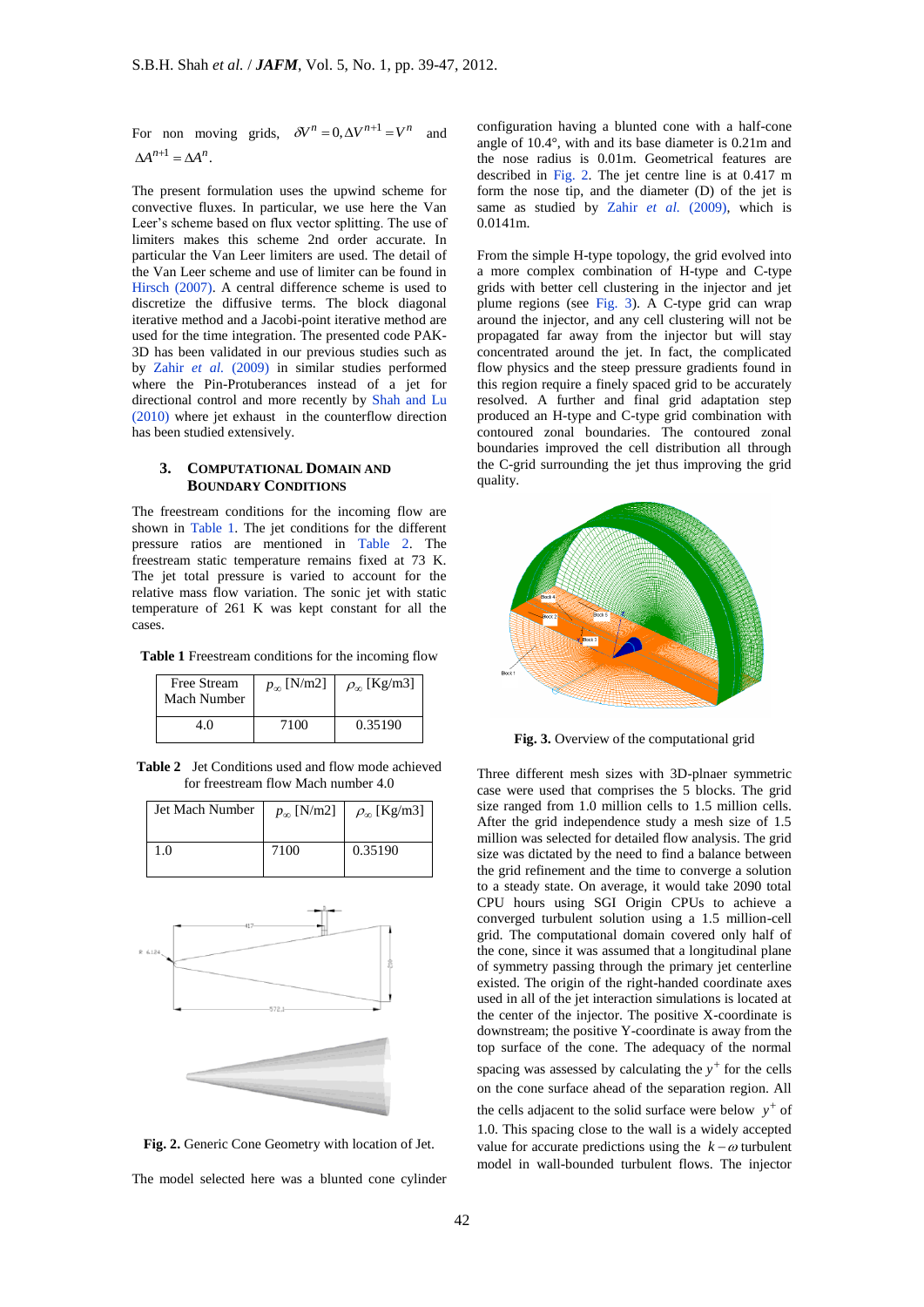For non moving grids, $\delta V^n = 0, \Delta V^{n+1} = V^n$ and $\Delta A^{n+1} = \Delta A^n$.

The present formulation uses the upwind scheme for convective fluxes. In particular, we use here the Van Leer's scheme based on flux vector splitting. The use of limiters makes this scheme 2nd order accurate. In particular the Van Leer limiters are used. The detail of the Van Leer scheme and use of limiter can be found in Hirsch (2007). A central difference scheme is used to discretize the diffusive terms. The block diagonal iterative method and a Jacobi-point iterative method are used for the time integration. The presented code PAK-3D has been validated in our previous studies such as by Zahir *et al.* (2009) in similar studies performed where the Pin-Protuberances instead of a jet for directional control and more recently by Shah and Lu (2010) where jet exhaust in the counterflow direction has been studied extensively.

## 3. Computational Domain and Boundary Conditions

The freestream conditions for the incoming flow are shown in Table 1. The jet conditions for the different pressure ratios are mentioned in Table 2. The freestream static temperature remains fixed at 73 K. The jet total pressure is varied to account for the relative mass flow variation. The sonic jet with static temperature of 261 K was kept constant for all the cases.

**Table 1** Freestream conditions for the incoming flow

| Free Stream Mach Number | $p_\infty$ [N/m2] | $\rho_\infty$ [Kg/m3] |
|---|---|---|
| 4.0 | 7100 | 0.35190 |

**Table 2** Jet Conditions used and flow mode achieved for freestream flow Mach number 4.0

| Jet Mach Number | $p_\infty$ [N/m2] | $\rho_\infty$ [Kg/m3] |
|---|---|---|
| 1.0 | 7100 | 0.35190 |

**Fig. 2.** Generic Cone Geometry with location of Jet.

The model selected here was a blunted cone cylinder configuration having a blunted cone with a half-cone angle of 10.4°, with and its base diameter is 0.21m and the nose radius is 0.01m. Geometrical features are described in Fig. 2. The jet centre line is at 0.417 m form the nose tip, and the diameter (D) of the jet is same as studied by Zahir *et al.* (2009), which is 0.0141m.

From the simple H-type topology, the grid evolved into a more complex combination of H-type and C-type grids with better cell clustering in the injector and jet plume regions (see Fig. 3). A C-type grid can wrap around the injector, and any cell clustering will not be propagated far away from the injector but will stay concentrated around the jet. In fact, the complicated flow physics and the steep pressure gradients found in this region require a finely spaced grid to be accurately resolved. A further and final grid adaptation step produced an H-type and C-type grid combination with contoured zonal boundaries. The contoured zonal boundaries improved the cell distribution all through the C-grid surrounding the jet thus improving the grid quality.

**Fig. 3.** Overview of the computational grid

Three different mesh sizes with 3D-plnaer symmetric case were used that comprises the 5 blocks. The grid size ranged from 1.0 million cells to 1.5 million cells. After the grid independence study a mesh size of 1.5 million was selected for detailed flow analysis. The grid size was dictated by the need to find a balance between the grid refinement and the time to converge a solution to a steady state. On average, it would take 2090 total CPU hours using SGI Origin CPUs to achieve a converged turbulent solution using a 1.5 million-cell grid. The computational domain covered only half of the cone, since it was assumed that a longitudinal plane of symmetry passing through the primary jet centerline existed. The origin of the right-handed coordinate axes used in all of the jet interaction simulations is located at the center of the injector. The positive X-coordinate is downstream; the positive Y-coordinate is away from the top surface of the cone. The adequacy of the normal spacing was assessed by calculating the $y^+$ for the cells on the cone surface ahead of the separation region. All the cells adjacent to the solid surface were below $y^+$ of 1.0. This spacing close to the wall is a widely accepted value for accurate predictions using the $k-\omega$ turbulent model in wall-bounded turbulent flows. The injector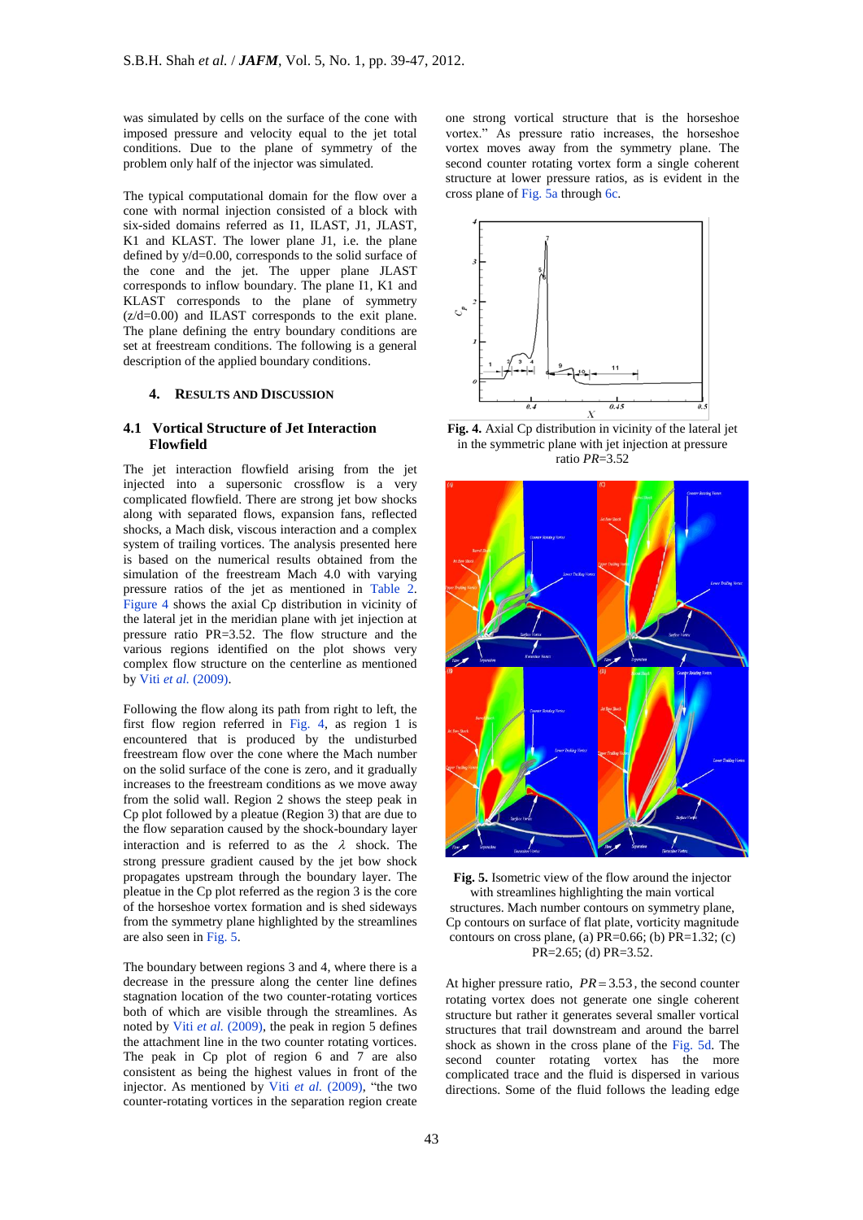was simulated by cells on the surface of the cone with imposed pressure and velocity equal to the jet total conditions. Due to the plane of symmetry of the problem only half of the injector was simulated.

The typical computational domain for the flow over a cone with normal injection consisted of a block with six-sided domains referred as I1, ILAST, J1, JLAST, K1 and KLAST. The lower plane J1, i.e. the plane defined by y/d=0.00, corresponds to the solid surface of the cone and the jet. The upper plane JLAST corresponds to inflow boundary. The plane I1, K1 and KLAST corresponds to the plane of symmetry (z/d=0.00) and ILAST to the exit plane. The plane defining the entry boundary conditions are set at freestream conditions. The following is a general description of the applied boundary conditions.

## 4. Results and Discussion

### 4.1 Vortical Structure of Jet Interaction Flowfield

The jet interaction flowfield arising from the jet injected into a supersonic crossflow is a very complicated flowfield. There are strong jet bow shocks along with separated flows, expansion fans, reflected shocks, a Mach disk, viscous interaction and a complex system of trailing vortices. The analysis presented here is based on the numerical results obtained from the simulation of the freestream Mach 4.0 with varying pressure ratios of the jet as mentioned in Table 2. Figure 4 shows the axial Cp distribution in vicinity of the lateral jet with jet injection in the meridian plane with jet injection at pressure ratio PR=3.52. The flow structure and the various regions identified on the plot shows very complex flow structure on the centerline as mentioned by Viti *et al.* (2009).

Following the flow along its path from right to left, the first flow region referred in Fig. 4, as region 1 is encountered that is produced by the undisturbed freestream flow over the cone where the Mach number on the solid surface of the cone is zero, and it gradually increases to the freestream conditions as we move away from the solid wall. Region 2 shows the steep peak in Cp plot followed by a pleatue (Region 3) that are due to the flow separation caused by the shock-boundary layer interaction and is referred to as the $\lambda$ shock. The strong pressure gradient caused by the jet bow shock propagates upstream through the boundary layer. The pleatue in the Cp plot referred as the region 3 is the core of the horseshoe vortex formation and is shed sideways from the symmetry plane highlighted by the streamlines are also seen in Fig. 5.

The boundary between regions 3 and 4, where there is a decrease in the pressure along the center line defines stagnation location of the two counter-rotating vortices both of which are visible through the streamlines. As noted by Viti *et al.* (2009), the peak in region 5 defines the attachment line in the two counter rotating vortices. The peak in Cp plot of region 6 and 7 are also consistent as being the highest values in front of the injector. As mentioned by Viti *et al.* (2009), "the two counter-rotating vortices in the separation region create one strong vortical structure that is the horseshoe vortex." As pressure ratio increases, the horseshoe vortex moves away from the symmetry plane. The second counter rotating vortex form a single coherent structure at lower pressure ratios, as is evident in the cross plane of Fig. 5a through 6c.

**Fig. 4.** Axial Cp distribution in vicinity of the lateral jet in the symmetric plane with jet injection at pressure ratio *PR*=3.52

**Fig. 5.** Isometric view of the flow around the injector with streamlines highlighting the main vortical structures. Mach number contours on symmetry plane, Cp contours on surface of flat plate, vorticity magnitude contours on cross plane, (a) PR=0.66; (b) PR=1.32; (c) PR=2.65; (d) PR=3.52.

At higher pressure ratio, $PR = 3.53$, the second counter rotating vortex does not generate one single coherent structure but rather it generates several smaller vortical structures that trail downstream and around the barrel shock as shown in the cross plane of the Fig. 5d. The second counter rotating vortex has the more complicated trace and the fluid is dispersed in various directions. Some of the fluid follows the leading edge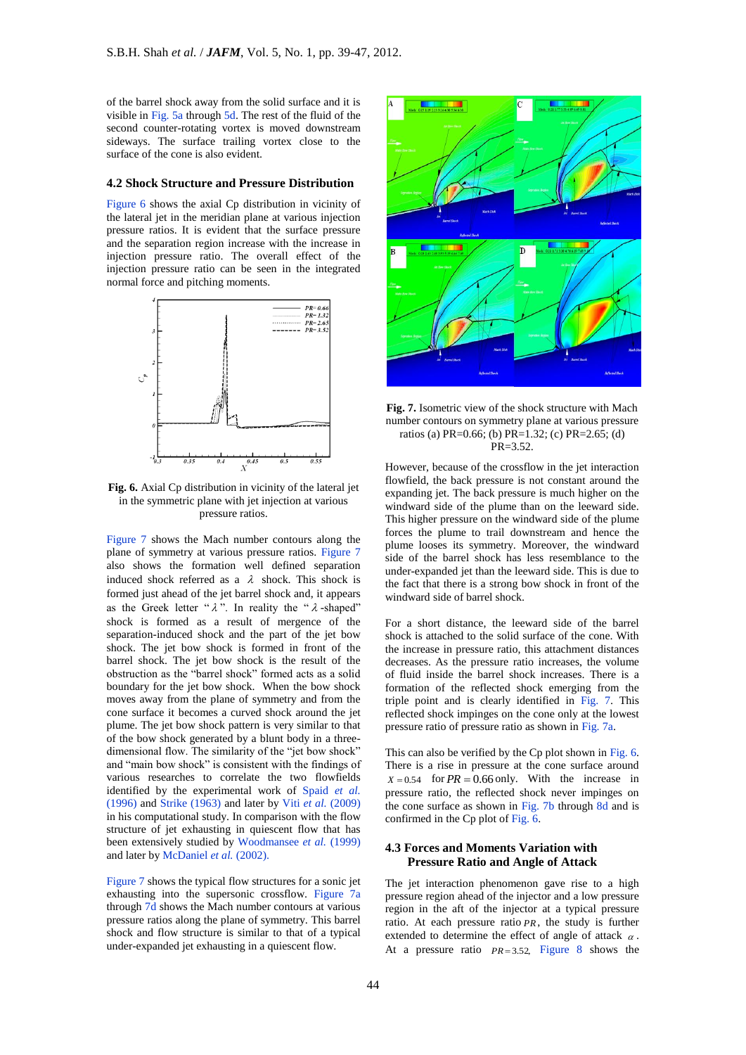of the barrel shock away from the solid surface and it is visible in Fig. 5a through 5d. The rest of the fluid of the second counter-rotating vortex is moved downstream sideways. The surface trailing vortex close to the surface of the cone is also evident.

### 4.2 Shock Structure and Pressure Distribution

Figure 6 shows the axial Cp distribution in vicinity of the lateral jet in the meridian plane at various injection pressure ratios. It is evident that the surface pressure and the separation region increase with the increase in injection pressure ratio. The overall effect of the injection pressure ratio can be seen in the integrated normal force and pitching moments.

**Fig. 6.** Axial Cp distribution in vicinity of the lateral jet in the symmetric plane with jet injection at various pressure ratios.

Figure 7 shows the Mach number contours along the plane of symmetry at various pressure ratios. Figure 7 also shows the formation well defined separation induced shock referred as a $\lambda$ shock. This shock is formed just ahead of the jet barrel shock and, it appears as the Greek letter "$\lambda$". In reality the "$\lambda$-shaped" shock is formed as a result of mergence of the separation-induced shock and the part of the jet bow shock. The jet bow shock is formed in front of the barrel shock. The jet bow shock is the result of the obstruction as the "barrel shock" formed acts as a solid boundary for the jet bow shock. When the bow shock moves away from the plane of symmetry and from the cone surface it becomes a curved shock around the jet plume. The jet bow shock pattern is very similar to that of the bow shock generated by a blunt body in a three-dimensional flow. The similarity of the "jet bow shock" and "main bow shock" is consistent with the findings of various researches to correlate the two flowfields identified by the experimental work of Spaid *et al.* (1996) and Strike (1963) and later by Viti *et al.* (2009) in his computational study. In comparison with the flow structure of jet exhausting in quiescent flow that has been extensively studied by Woodmansee *et al.* (1999) and later by McDaniel *et al.* (2002).

Figure 7 shows the typical flow structures for a sonic jet exhausting into the supersonic crossflow. Figure 7a through 7d shows the Mach number contours at various pressure ratios along the plane of symmetry. This barrel shock and flow structure is similar to that of a typical under-expanded jet exhausting in a quiescent flow.

**Fig. 7.** Isometric view of the shock structure with Mach number contours on symmetry plane at various pressure ratios (a) PR=0.66; (b) PR=1.32; (c) PR=2.65; (d) PR=3.52.

However, because of the crossflow in the jet interaction flowfield, the back pressure is not constant around the expanding jet. The back pressure is much higher on the windward side of the plume than on the leeward side. This higher pressure on the windward side of the plume forces the plume to trail downstream and hence the plume looses its symmetry. Moreover, the windward side of the barrel shock has less resemblance to the under-expanded jet than the leeward side. This is due to the fact that there is a strong bow shock in front of the windward side of barrel shock.

For a short distance, the leeward side of the barrel shock is attached to the solid surface of the cone. With the increase in pressure ratio, this attachment distances decreases. As the pressure ratio increases, the volume of fluid inside the barrel shock increases. There is a formation of the reflected shock emerging from the triple point and is clearly identified in Fig. 7. This reflected shock impinges on the cone only at the lowest pressure ratio of pressure ratio as shown in Fig. 7a.

This can also be verified by the Cp plot shown in Fig. 6. There is a rise in pressure at the cone surface around $X = 0.54$ for $PR = 0.66$ only. With the increase in pressure ratio, the reflected shock never impinges on the cone surface as shown in Fig. 7b through 8d and is confirmed in the Cp plot of Fig. 6.

### 4.3 Forces and Moments Variation with Pressure Ratio and Angle of Attack

The jet interaction phenomenon gave rise to a high pressure region ahead of the injector and a low pressure region in the aft of the injector at a typical pressure ratio. At each pressure ratio $PR$, the study is further extended to determine the effect of angle of attack $\alpha$. At a pressure ratio $PR = 3.52$, Figure 8 shows the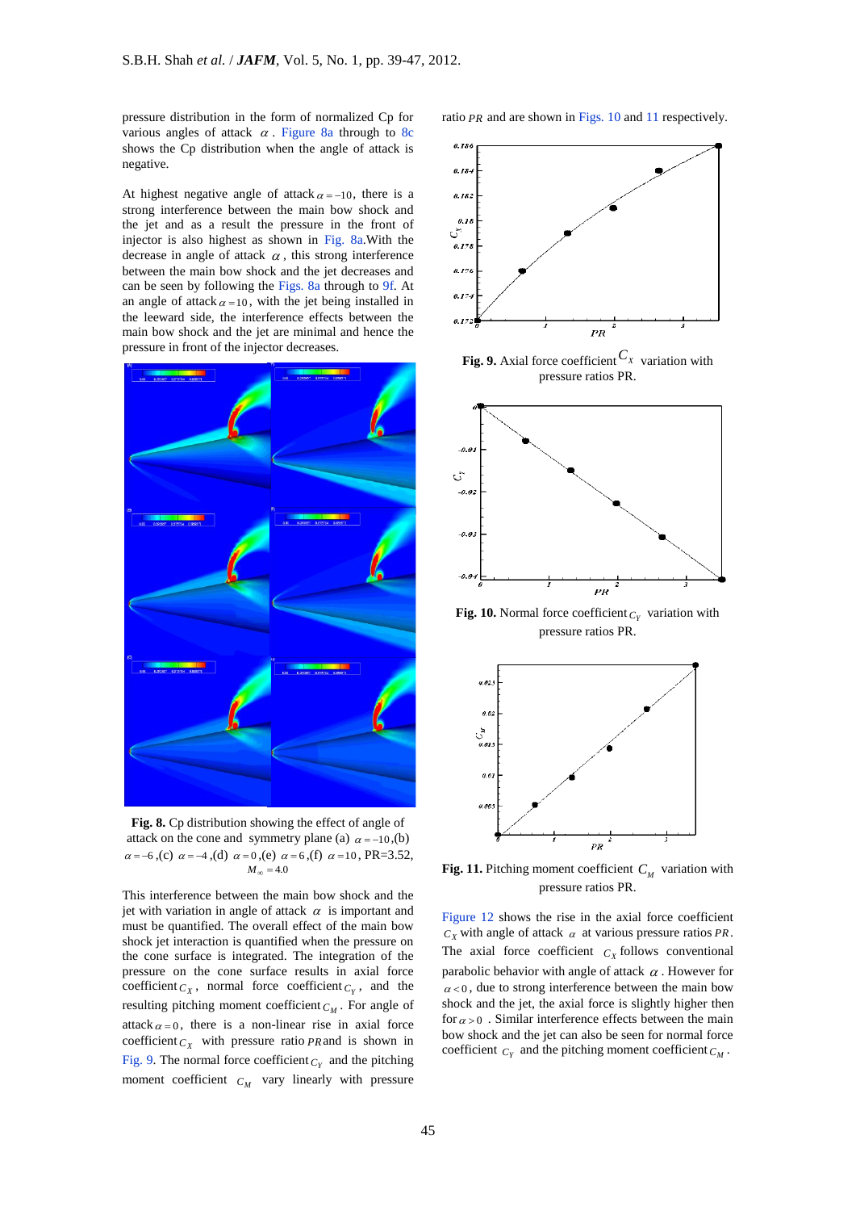pressure distribution in the form of normalized Cp for various angles of attack $\alpha$. Figure 8a through to 8c shows the Cp distribution when the angle of attack is negative.

At highest negative angle of attack $\alpha = -10$, there is a strong interference between the main bow shock and the jet and as a result the pressure in the front of injector is also highest as shown in Fig. 8a.With the decrease in angle of attack $\alpha$, this strong interference between the main bow shock and the jet decreases and can be seen by following the Figs. 8a through to 9f. At an angle of attack $\alpha = 10$, with the jet being installed in the leeward side, the interference effects between the main bow shock and the jet are minimal and hence the pressure in front of the injector decreases.

**Fig. 8.** Cp distribution showing the effect of angle of attack on the cone and symmetry plane (a) $\alpha = -10$,(b) $\alpha = -6$,(c) $\alpha = -4$,(d) $\alpha = 0$,(e) $\alpha = 6$,(f) $\alpha = 10$, PR=3.52, $M_{\infty} = 4.0$

This interference between the main bow shock and the jet with variation in angle of attack $\alpha$ is important and must be quantified. The overall effect of the main bow shock jet interaction is quantified when the pressure on the cone surface is integrated. The integration of the pressure on the cone surface results in axial force coefficient $C_X$, normal force coefficient $C_Y$, and the resulting pitching moment coefficient $C_M$. For angle of attack $\alpha = 0$, there is a non-linear rise in axial force coefficient $C_X$ with pressure ratio $PR$ and is shown in Fig. 9. The normal force coefficient $C_Y$ and the pitching moment coefficient $C_M$ vary linearly with pressure ratio $PR$ and are shown in Figs. 10 and 11 respectively.

**Fig. 9.** Axial force coefficient $C_X$ variation with pressure ratios PR.

**Fig. 10.** Normal force coefficient $C_Y$ variation with pressure ratios PR.

**Fig. 11.** Pitching moment coefficient $C_M$ variation with pressure ratios PR.

Figure 12 shows the rise in the axial force coefficient $C_X$ with angle of attack $\alpha$ at various pressure ratios $PR$. The axial force coefficient $C_X$ follows conventional parabolic behavior with angle of attack $\alpha$. However for $\alpha < 0$, due to strong interference between the main bow shock and the jet, the axial force is slightly higher then for $\alpha > 0$. Similar interference effects between the main bow shock and the jet can also be seen for normal force coefficient $C_Y$ and the pitching moment coefficient $C_M$.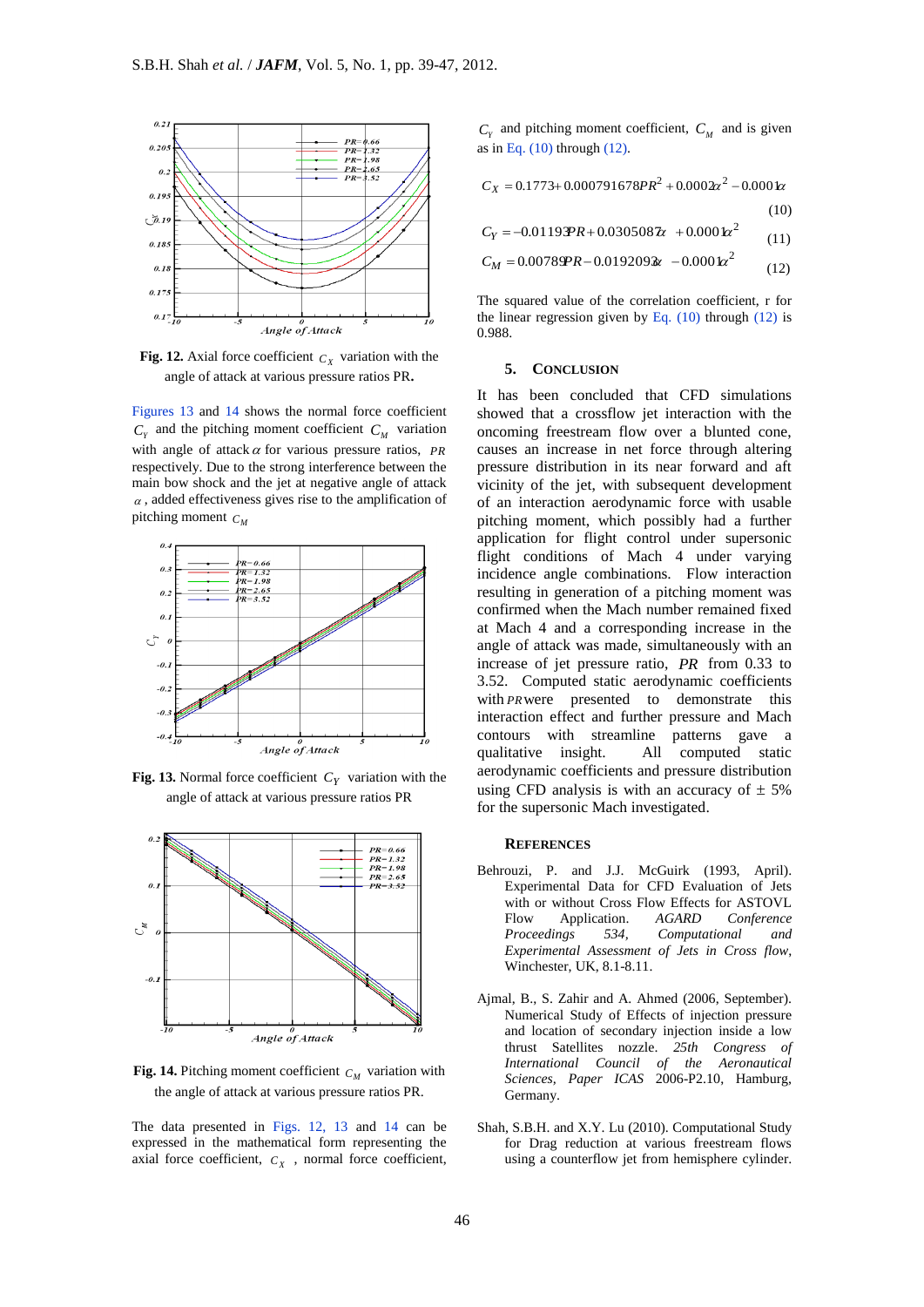**Fig. 12.** Axial force coefficient $C_X$ variation with the angle of attack at various pressure ratios PR.

Figures 13 and 14 shows the normal force coefficient $C_Y$ and the pitching moment coefficient $C_M$ variation with angle of attack $\alpha$ for various pressure ratios, $PR$ respectively. Due to the strong interference between the main bow shock and the jet at negative angle of attack $\alpha$, added effectiveness gives rise to the amplification of pitching moment $C_M$

**Fig. 13.** Normal force coefficient $C_Y$ variation with the angle of attack at various pressure ratios PR

**Fig. 14.** Pitching moment coefficient $C_M$ variation with the angle of attack at various pressure ratios PR.

The data presented in Figs. 12, 13 and 14 can be expressed in the mathematical form representing the axial force coefficient, $C_X$, normal force coefficient, $C_Y$ and pitching moment coefficient, $C_M$ and is given as in Eq. (10) through (12).

$$C_X = 0.1773 + 0.000791678PR^2 + 0.0002\alpha^2 - 0.0001\alpha \quad (10)$$

$$C_Y = -0.011939PR + 0.0305087\alpha + 0.0001\alpha^2 \quad (11)$$

$$C_M = 0.00789PR - 0.0192093\alpha - 0.0001\alpha^2 \quad (12)$$

The squared value of the correlation coefficient, r for the linear regression given by Eq. (10) through (12) is 0.988.

## 5. Conclusion

It has been concluded that CFD simulations showed that a crossflow jet interaction with the oncoming freestream flow over a blunted cone, causes an increase in net force through altering pressure distribution in its near forward and aft vicinity of the jet, with subsequent development of an interaction aerodynamic force with usable pitching moment, which possibly had a further application for flight control under supersonic flight conditions of Mach 4 under varying incidence angle combinations. Flow interaction resulting in generation of a pitching moment was confirmed when the Mach number remained fixed at Mach 4 and a corresponding increase in the angle of attack was made, simultaneously with an increase of jet pressure ratio, $PR$ from 0.33 to 3.52. Computed static aerodynamic coefficients with $PR$ were presented to demonstrate this interaction effect and further pressure and Mach contours with streamline patterns gave a qualitative insight. All computed static aerodynamic coefficients and pressure distribution using CFD analysis is with an accuracy of ± 5% for the supersonic Mach investigated.

## References

Behrouzi, P. and J.J. McGuirk (1993, April). Experimental Data for CFD Evaluation of Jets with or without Cross Flow Effects for ASTOVL Flow Application. *AGARD Conference Proceedings 534, Computational and Experimental Assessment of Jets in Cross flow*, Winchester, UK, 8.1-8.11.

Ajmal, B., S. Zahir and A. Ahmed (2006, September). Numerical Study of Effects of injection pressure and location of secondary injection inside a low thrust Satellites nozzle. *25th Congress of International Council of the Aeronautical Sciences, Paper ICAS* 2006-P2.10, Hamburg, Germany.

Shah, S.B.H. and X.Y. Lu (2010). Computational Study for Drag reduction at various freestream flows using a counterflow jet from hemisphere cylinder.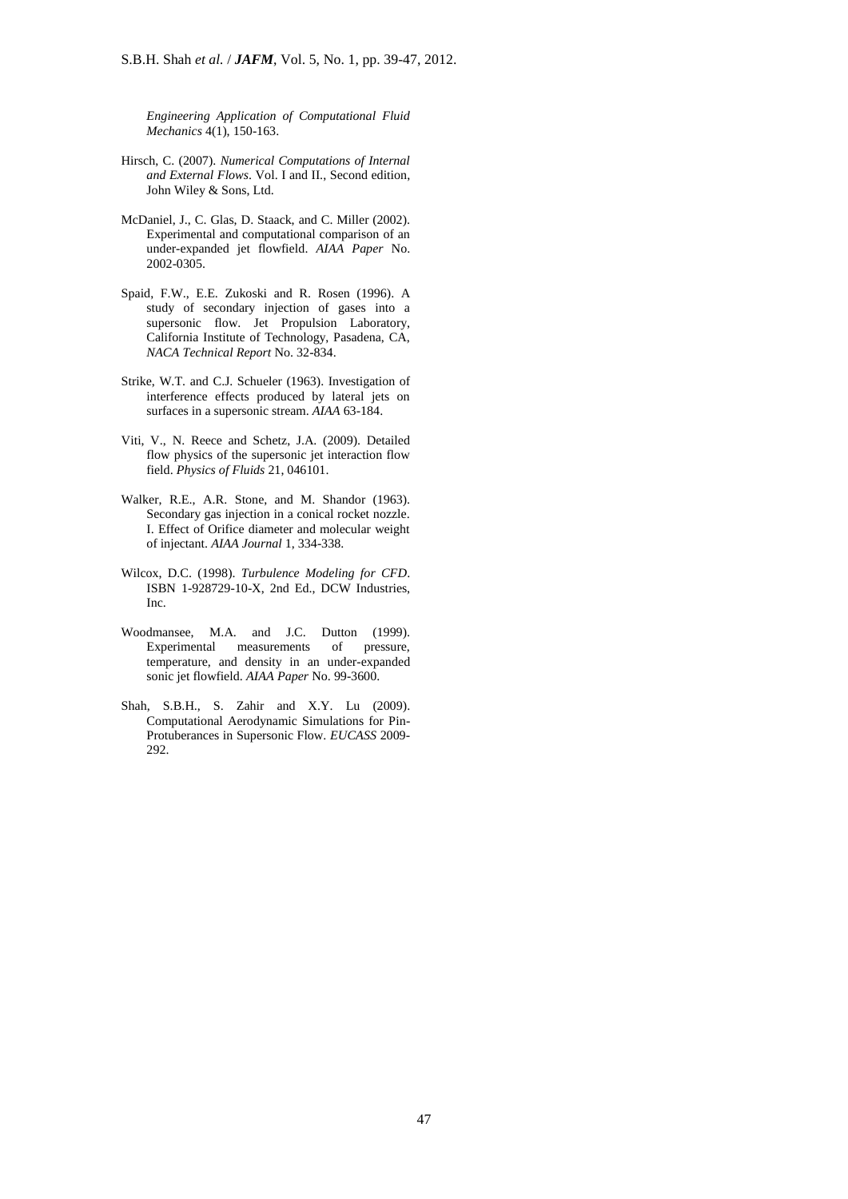*Engineering Application of Computational Fluid Mechanics* 4(1), 150-163.

Hirsch, C. (2007). *Numerical Computations of Internal and External Flows*. Vol. I and II., Second edition, John Wiley & Sons, Ltd.

McDaniel, J., C. Glas, D. Staack, and C. Miller (2002). Experimental and computational comparison of an under-expanded jet flowfield. *AIAA Paper* No. 2002-0305.

Spaid, F.W., E.E. Zukoski and R. Rosen (1996). A study of secondary injection of gases into a supersonic flow. Jet Propulsion Laboratory, California Institute of Technology, Pasadena, CA, *NACA Technical Report* No. 32-834.

Strike, W.T. and C.J. Schueler (1963). Investigation of interference effects produced by lateral jets on surfaces in a supersonic stream. *AIAA* 63-184.

Viti, V., N. Reece and Schetz, J.A. (2009). Detailed flow physics of the supersonic jet interaction flow field. *Physics of Fluids* 21, 046101.

Walker, R.E., A.R. Stone, and M. Shandor (1963). Secondary gas injection in a conical rocket nozzle. I. Effect of Orifice diameter and molecular weight of injectant. *AIAA Journal* 1, 334-338.

Wilcox, D.C. (1998). *Turbulence Modeling for CFD*. ISBN 1-928729-10-X, 2nd Ed., DCW Industries, Inc.

Woodmansee, M.A. and J.C. Dutton (1999). Experimental measurements of pressure, temperature, and density in an under-expanded sonic jet flowfield. *AIAA Paper* No. 99-3600.

Shah, S.B.H., S. Zahir and X.Y. Lu (2009). Computational Aerodynamic Simulations for Pin-Protuberances in Supersonic Flow. *EUCASS* 2009-292.